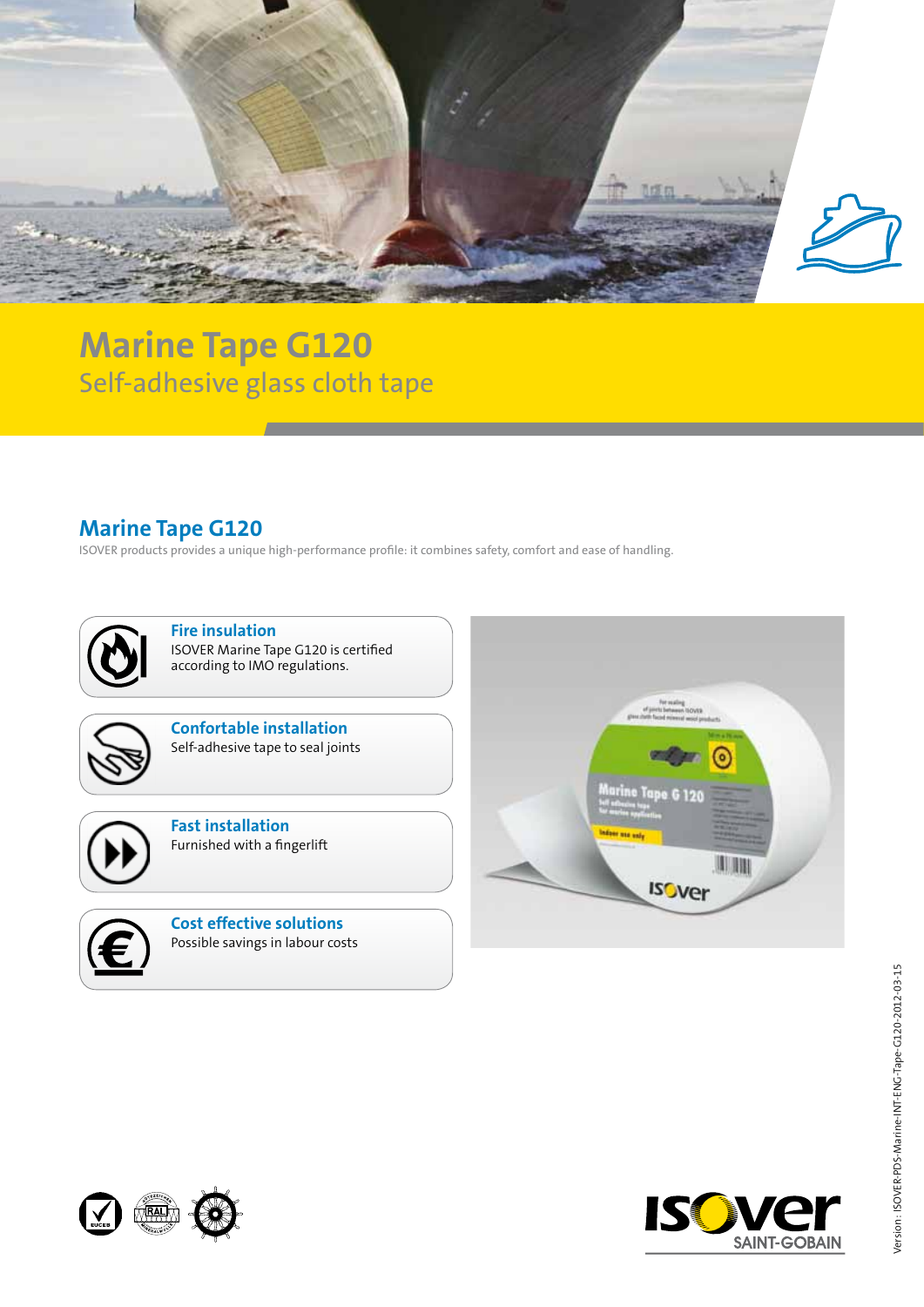# Marine Tape G120

Self-adhesive glass cloth tape

## Marine Tape G120

ISOVER products provides a unique high-performance profile: it combines safety, comfort and ease of handling.

### Fire insulation

ISOVER Marine Tape G120 is certified according to IMO regulations.

### Confortable installation

Self-adhesive tape to seal joints

### Fast installation

Furnished with a fingerlift

### Cost effective solutions

Possible savings in labour costs

Version : ISOVER-PDS-Marine-INT-ENG-Tape-G120-2012-03-15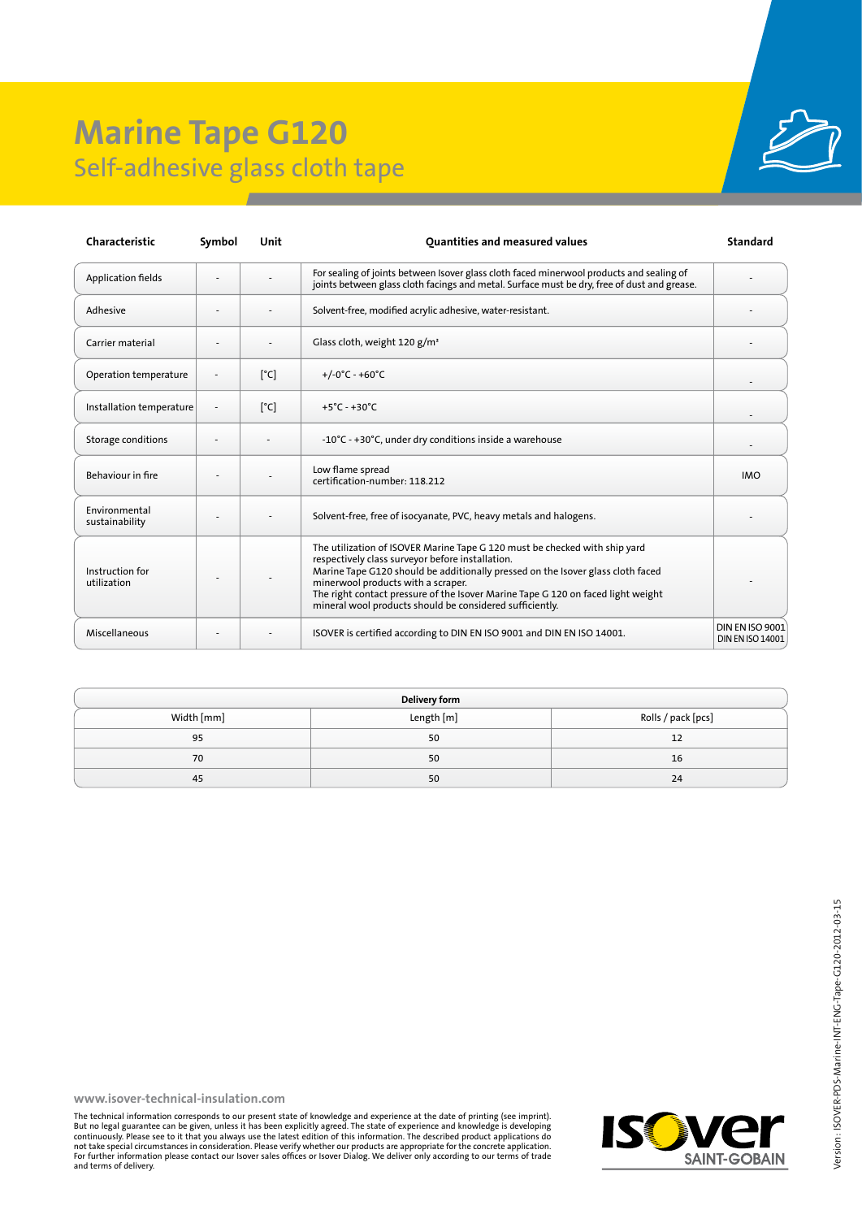# Marine Tape G120

## Self-adhesive glass cloth tape

| Characteristic | Symbol | Unit | Quantities and measured values | Standard |
|---|---|---|---|---|
| Application fields | - | - | For sealing of joints between Isover glass cloth faced minerwool products and sealing of joints between glass cloth facings and metal. Surface must be dry, free of dust and grease. | - |
| Adhesive | - | - | Solvent-free, modified acrylic adhesive, water-resistant. | - |
| Carrier material | - | - | Glass cloth, weight 120 g/m² | - |
| Operation temperature | - | [°C] | +/-0°C - +60°C | - |
| Installation temperature | - | [°C] | +5°C - +30°C | - |
| Storage conditions | - | - | -10°C - +30°C, under dry conditions inside a warehouse | - |
| Behaviour in fire | - | - | Low flame spread<br>certification-number: 118.212 | IMO |
| Environmental sustainability | - | - | Solvent-free, free of isocyanate, PVC, heavy metals and halogens. | - |
| Instruction for utilization | - | - | The utilization of ISOVER Marine Tape G 120 must be checked with ship yard respectively class surveyor before installation.<br>Marine Tape G120 should be additionally pressed on the Isover glass cloth faced minerwool products with a scraper.<br>The right contact pressure of the Isover Marine Tape G 120 on faced light weight mineral wool products should be considered sufficiently. | - |
| Miscellaneous | - | - | ISOVER is certified according to DIN EN ISO 9001 and DIN EN ISO 14001. | DIN EN ISO 9001<br>DIN EN ISO 14001 |

| Delivery form | | |
|---|---|---|
| Width [mm] | Length [m] | Rolls / pack [pcs] |
| 95 | 50 | 12 |
| 70 | 50 | 16 |
| 45 | 50 | 24 |

**www.isover-technical-insulation.com**

The technical information corresponds to our present state of knowledge and experience at the date of printing (see imprint). But no legal guarantee can be given, unless it has been explicitly agreed. The state of experience and knowledge is developing continuously. Please see to it that you always use the latest edition of this information. The described product applications do not take special circumstances in consideration. Please verify whether our products are appropriate for the concrete application. For further information please contact our Isover sales offices or Isover Dialog. We deliver only according to our terms of trade and terms of delivery.

ISOVER SAINT-GOBAIN

Version: ISOVER-PDS-Marine-INT-ENG-Tape-G120-2012-03-15